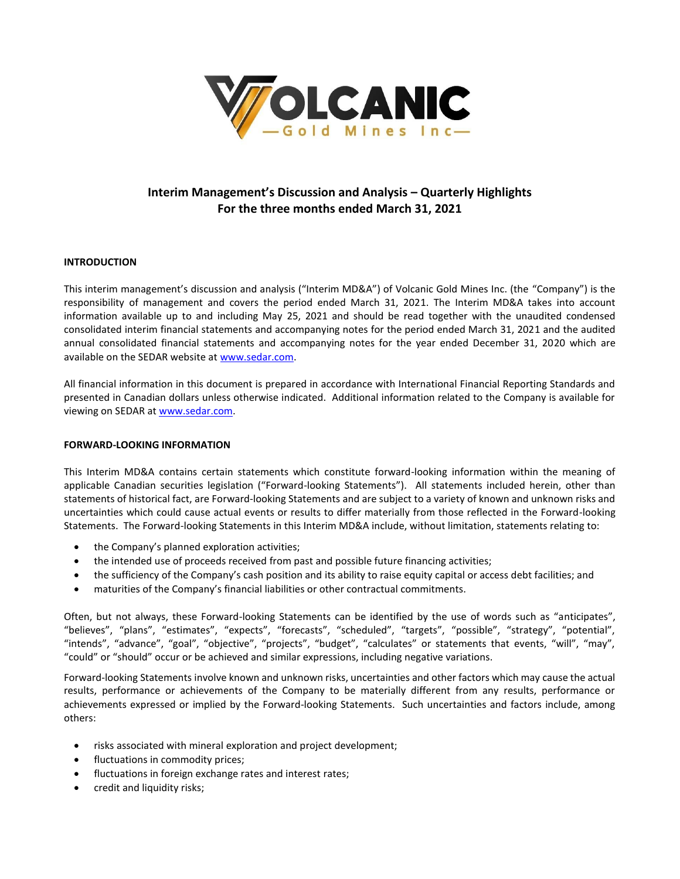# Interim Management's Discussion and Analysis – Quarterly Highlights
# For the three months ended March 31, 2021

## INTRODUCTION

This interim management's discussion and analysis ("Interim MD&A") of Volcanic Gold Mines Inc. (the "Company") is the responsibility of management and covers the period ended March 31, 2021. The Interim MD&A takes into account information available up to and including May 25, 2021 and should be read together with the unaudited condensed consolidated interim financial statements and accompanying notes for the period ended March 31, 2021 and the audited annual consolidated financial statements and accompanying notes for the year ended December 31, 2020 which are available on the SEDAR website at www.sedar.com.

All financial information in this document is prepared in accordance with International Financial Reporting Standards and presented in Canadian dollars unless otherwise indicated. Additional information related to the Company is available for viewing on SEDAR at www.sedar.com.

## FORWARD-LOOKING INFORMATION

This Interim MD&A contains certain statements which constitute forward-looking information within the meaning of applicable Canadian securities legislation ("Forward-looking Statements"). All statements included herein, other than statements of historical fact, are Forward-looking Statements and are subject to a variety of known and unknown risks and uncertainties which could cause actual events or results to differ materially from those reflected in the Forward-looking Statements. The Forward-looking Statements in this Interim MD&A include, without limitation, statements relating to:

- the Company's planned exploration activities;
- the intended use of proceeds received from past and possible future financing activities;
- the sufficiency of the Company's cash position and its ability to raise equity capital or access debt facilities; and
- maturities of the Company's financial liabilities or other contractual commitments.

Often, but not always, these Forward-looking Statements can be identified by the use of words such as "anticipates", "believes", "plans", "estimates", "expects", "forecasts", "scheduled", "targets", "possible", "strategy", "potential", "intends", "advance", "goal", "objective", "projects", "budget", "calculates" or statements that events, "will", "may", "could" or "should" occur or be achieved and similar expressions, including negative variations.

Forward-looking Statements involve known and unknown risks, uncertainties and other factors which may cause the actual results, performance or achievements of the Company to be materially different from any results, performance or achievements expressed or implied by the Forward-looking Statements. Such uncertainties and factors include, among others:

- risks associated with mineral exploration and project development;
- fluctuations in commodity prices;
- fluctuations in foreign exchange rates and interest rates;
- credit and liquidity risks;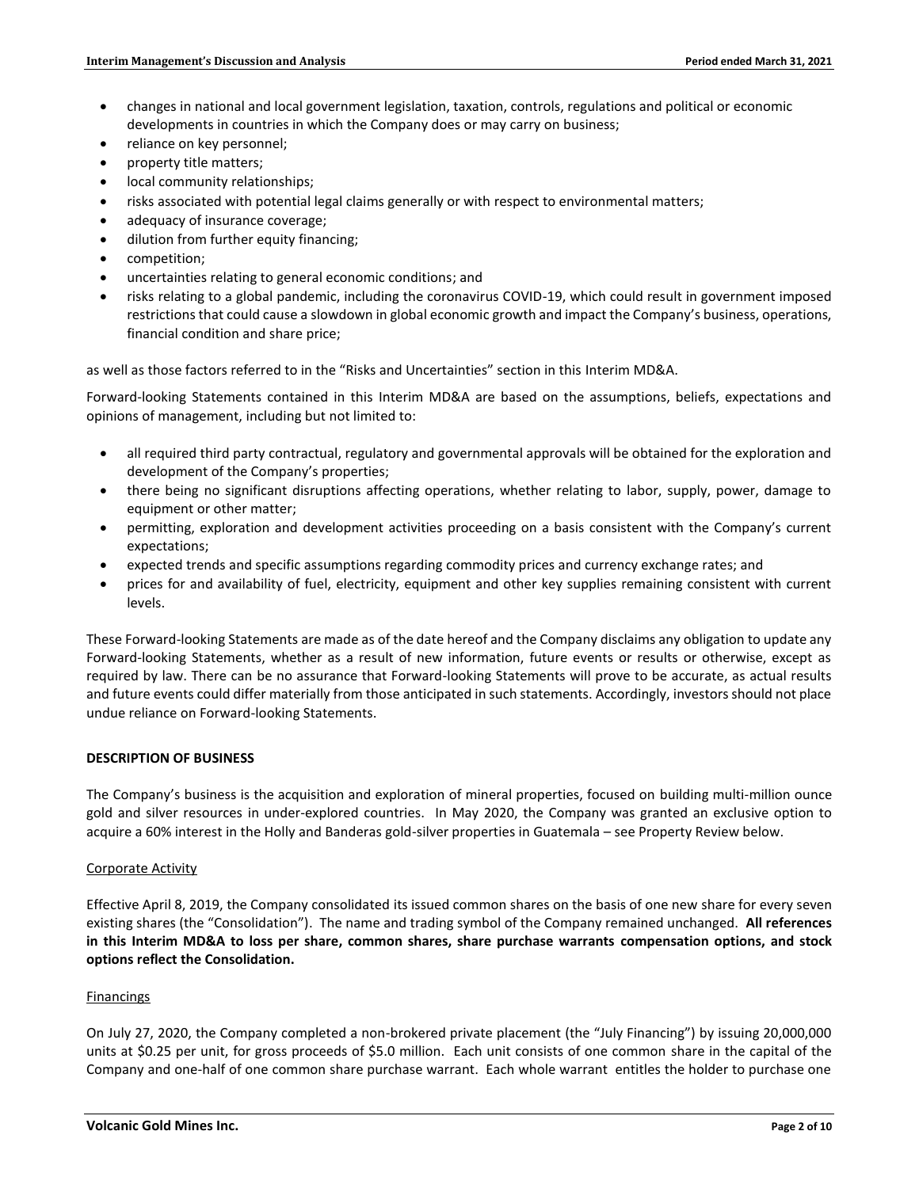- changes in national and local government legislation, taxation, controls, regulations and political or economic developments in countries in which the Company does or may carry on business;
- reliance on key personnel;
- property title matters;
- local community relationships;
- risks associated with potential legal claims generally or with respect to environmental matters;
- adequacy of insurance coverage;
- dilution from further equity financing;
- competition;
- uncertainties relating to general economic conditions; and
- risks relating to a global pandemic, including the coronavirus COVID-19, which could result in government imposed restrictions that could cause a slowdown in global economic growth and impact the Company's business, operations, financial condition and share price;

as well as those factors referred to in the "Risks and Uncertainties" section in this Interim MD&A.

Forward-looking Statements contained in this Interim MD&A are based on the assumptions, beliefs, expectations and opinions of management, including but not limited to:

- all required third party contractual, regulatory and governmental approvals will be obtained for the exploration and development of the Company's properties;
- there being no significant disruptions affecting operations, whether relating to labor, supply, power, damage to equipment or other matter;
- permitting, exploration and development activities proceeding on a basis consistent with the Company's current expectations;
- expected trends and specific assumptions regarding commodity prices and currency exchange rates; and
- prices for and availability of fuel, electricity, equipment and other key supplies remaining consistent with current levels.

These Forward-looking Statements are made as of the date hereof and the Company disclaims any obligation to update any Forward-looking Statements, whether as a result of new information, future events or results or otherwise, except as required by law. There can be no assurance that Forward-looking Statements will prove to be accurate, as actual results and future events could differ materially from those anticipated in such statements. Accordingly, investors should not place undue reliance on Forward-looking Statements.

## DESCRIPTION OF BUSINESS

The Company's business is the acquisition and exploration of mineral properties, focused on building multi-million ounce gold and silver resources in under-explored countries. In May 2020, the Company was granted an exclusive option to acquire a 60% interest in the Holly and Banderas gold-silver properties in Guatemala – see Property Review below.

### Corporate Activity

Effective April 8, 2019, the Company consolidated its issued common shares on the basis of one new share for every seven existing shares (the "Consolidation"). The name and trading symbol of the Company remained unchanged. **All references in this Interim MD&A to loss per share, common shares, share purchase warrants compensation options, and stock options reflect the Consolidation.**

### Financings

On July 27, 2020, the Company completed a non-brokered private placement (the "July Financing") by issuing 20,000,000 units at $0.25 per unit, for gross proceeds of $5.0 million. Each unit consists of one common share in the capital of the Company and one-half of one common share purchase warrant. Each whole warrant entitles the holder to purchase one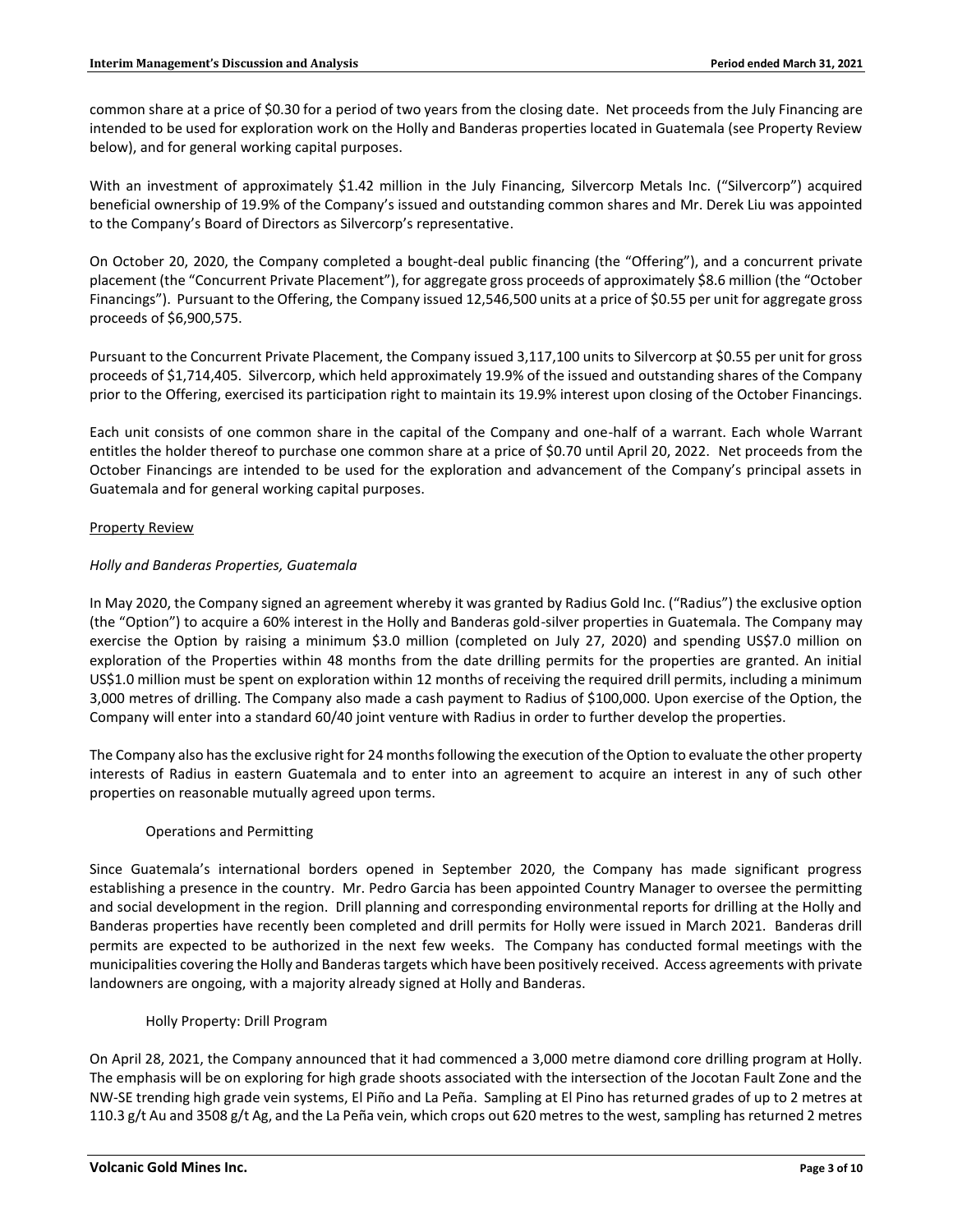common share at a price of $0.30 for a period of two years from the closing date. Net proceeds from the July Financing are intended to be used for exploration work on the Holly and Banderas properties located in Guatemala (see Property Review below), and for general working capital purposes.

With an investment of approximately $1.42 million in the July Financing, Silvercorp Metals Inc. ("Silvercorp") acquired beneficial ownership of 19.9% of the Company's issued and outstanding common shares and Mr. Derek Liu was appointed to the Company's Board of Directors as Silvercorp's representative.

On October 20, 2020, the Company completed a bought-deal public financing (the "Offering"), and a concurrent private placement (the "Concurrent Private Placement"), for aggregate gross proceeds of approximately $8.6 million (the "October Financings"). Pursuant to the Offering, the Company issued 12,546,500 units at a price of $0.55 per unit for aggregate gross proceeds of $6,900,575.

Pursuant to the Concurrent Private Placement, the Company issued 3,117,100 units to Silvercorp at $0.55 per unit for gross proceeds of $1,714,405. Silvercorp, which held approximately 19.9% of the issued and outstanding shares of the Company prior to the Offering, exercised its participation right to maintain its 19.9% interest upon closing of the October Financings.

Each unit consists of one common share in the capital of the Company and one-half of a warrant. Each whole Warrant entitles the holder thereof to purchase one common share at a price of $0.70 until April 20, 2022. Net proceeds from the October Financings are intended to be used for the exploration and advancement of the Company's principal assets in Guatemala and for general working capital purposes.

## Property Review

### *Holly and Banderas Properties, Guatemala*

In May 2020, the Company signed an agreement whereby it was granted by Radius Gold Inc. ("Radius") the exclusive option (the "Option") to acquire a 60% interest in the Holly and Banderas gold-silver properties in Guatemala. The Company may exercise the Option by raising a minimum $3.0 million (completed on July 27, 2020) and spending US$7.0 million on exploration of the Properties within 48 months from the date drilling permits for the properties are granted. An initial US$1.0 million must be spent on exploration within 12 months of receiving the required drill permits, including a minimum 3,000 metres of drilling. The Company also made a cash payment to Radius of $100,000. Upon exercise of the Option, the Company will enter into a standard 60/40 joint venture with Radius in order to further develop the properties.

The Company also has the exclusive right for 24 months following the execution of the Option to evaluate the other property interests of Radius in eastern Guatemala and to enter into an agreement to acquire an interest in any of such other properties on reasonable mutually agreed upon terms.

#### Operations and Permitting

Since Guatemala's international borders opened in September 2020, the Company has made significant progress establishing a presence in the country. Mr. Pedro Garcia has been appointed Country Manager to oversee the permitting and social development in the region. Drill planning and corresponding environmental reports for drilling at the Holly and Banderas properties have recently been completed and drill permits for Holly were issued in March 2021. Banderas drill permits are expected to be authorized in the next few weeks. The Company has conducted formal meetings with the municipalities covering the Holly and Banderas targets which have been positively received. Access agreements with private landowners are ongoing, with a majority already signed at Holly and Banderas.

#### Holly Property: Drill Program

On April 28, 2021, the Company announced that it had commenced a 3,000 metre diamond core drilling program at Holly. The emphasis will be on exploring for high grade shoots associated with the intersection of the Jocotan Fault Zone and the NW-SE trending high grade vein systems, El Piño and La Peña. Sampling at El Pino has returned grades of up to 2 metres at 110.3 g/t Au and 3508 g/t Ag, and the La Peña vein, which crops out 620 metres to the west, sampling has returned 2 metres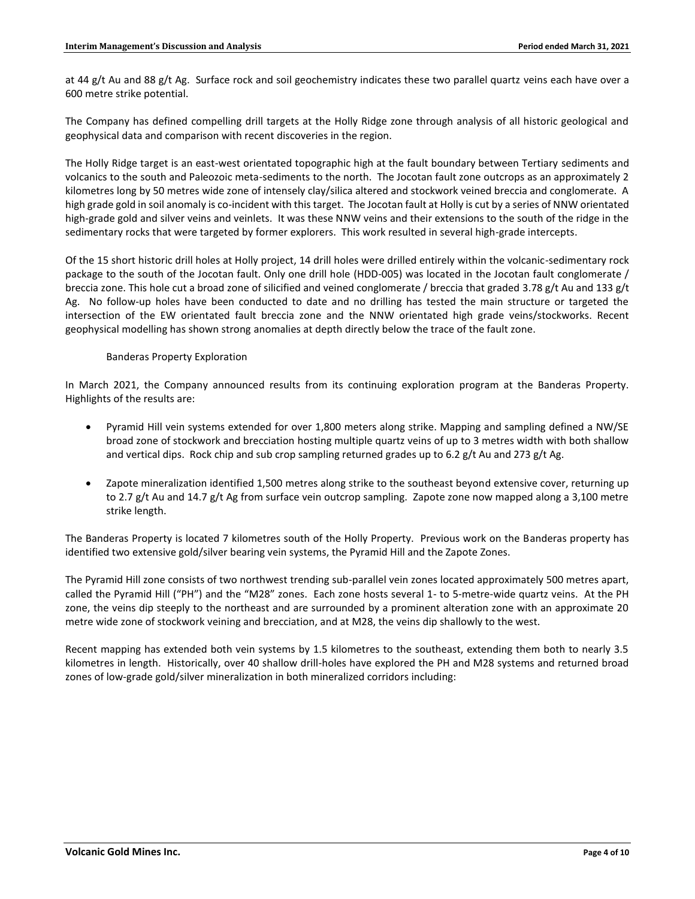at 44 g/t Au and 88 g/t Ag. Surface rock and soil geochemistry indicates these two parallel quartz veins each have over a 600 metre strike potential.

The Company has defined compelling drill targets at the Holly Ridge zone through analysis of all historic geological and geophysical data and comparison with recent discoveries in the region.

The Holly Ridge target is an east-west orientated topographic high at the fault boundary between Tertiary sediments and volcanics to the south and Paleozoic meta-sediments to the north. The Jocotan fault zone outcrops as an approximately 2 kilometres long by 50 metres wide zone of intensely clay/silica altered and stockwork veined breccia and conglomerate. A high grade gold in soil anomaly is co-incident with this target. The Jocotan fault at Holly is cut by a series of NNW orientated high-grade gold and silver veins and veinlets. It was these NNW veins and their extensions to the south of the ridge in the sedimentary rocks that were targeted by former explorers. This work resulted in several high-grade intercepts.

Of the 15 short historic drill holes at Holly project, 14 drill holes were drilled entirely within the volcanic-sedimentary rock package to the south of the Jocotan fault. Only one drill hole (HDD-005) was located in the Jocotan fault conglomerate / breccia zone. This hole cut a broad zone of silicified and veined conglomerate / breccia that graded 3.78 g/t Au and 133 g/t Ag. No follow-up holes have been conducted to date and no drilling has tested the main structure or targeted the intersection of the EW orientated fault breccia zone and the NNW orientated high grade veins/stockworks. Recent geophysical modelling has shown strong anomalies at depth directly below the trace of the fault zone.

Banderas Property Exploration

In March 2021, the Company announced results from its continuing exploration program at the Banderas Property. Highlights of the results are:

- Pyramid Hill vein systems extended for over 1,800 meters along strike. Mapping and sampling defined a NW/SE broad zone of stockwork and brecciation hosting multiple quartz veins of up to 3 metres width with both shallow and vertical dips. Rock chip and sub crop sampling returned grades up to 6.2 g/t Au and 273 g/t Ag.

- Zapote mineralization identified 1,500 metres along strike to the southeast beyond extensive cover, returning up to 2.7 g/t Au and 14.7 g/t Ag from surface vein outcrop sampling. Zapote zone now mapped along a 3,100 metre strike length.

The Banderas Property is located 7 kilometres south of the Holly Property. Previous work on the Banderas property has identified two extensive gold/silver bearing vein systems, the Pyramid Hill and the Zapote Zones.

The Pyramid Hill zone consists of two northwest trending sub-parallel vein zones located approximately 500 metres apart, called the Pyramid Hill ("PH") and the "M28" zones. Each zone hosts several 1- to 5-metre-wide quartz veins. At the PH zone, the veins dip steeply to the northeast and are surrounded by a prominent alteration zone with an approximate 20 metre wide zone of stockwork veining and brecciation, and at M28, the veins dip shallowly to the west.

Recent mapping has extended both vein systems by 1.5 kilometres to the southeast, extending them both to nearly 3.5 kilometres in length. Historically, over 40 shallow drill-holes have explored the PH and M28 systems and returned broad zones of low-grade gold/silver mineralization in both mineralized corridors including: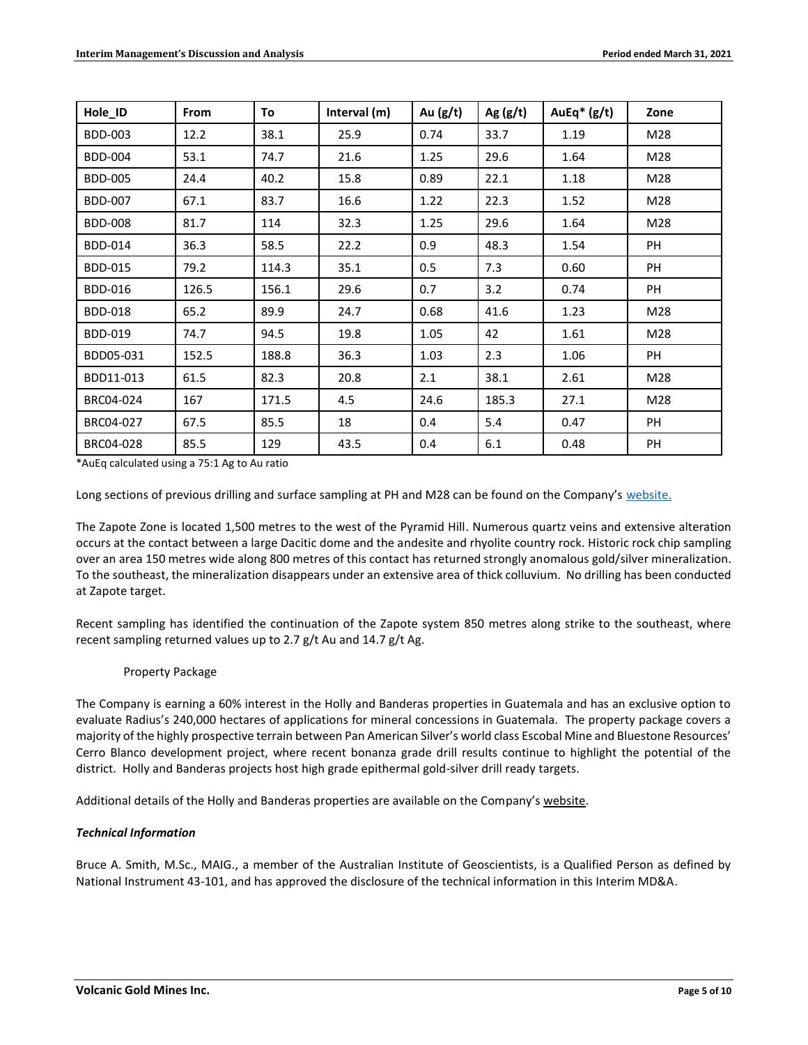| Hole_ID | From | To | Interval (m) | Au (g/t) | Ag (g/t) | AuEq* (g/t) | Zone |
|---|---|---|---|---|---|---|---|
| BDD-003 | 12.2 | 38.1 | 25.9 | 0.74 | 33.7 | 1.19 | M28 |
| BDD-004 | 53.1 | 74.7 | 21.6 | 1.25 | 29.6 | 1.64 | M28 |
| BDD-005 | 24.4 | 40.2 | 15.8 | 0.89 | 22.1 | 1.18 | M28 |
| BDD-007 | 67.1 | 83.7 | 16.6 | 1.22 | 22.3 | 1.52 | M28 |
| BDD-008 | 81.7 | 114 | 32.3 | 1.25 | 29.6 | 1.64 | M28 |
| BDD-014 | 36.3 | 58.5 | 22.2 | 0.9 | 48.3 | 1.54 | PH |
| BDD-015 | 79.2 | 114.3 | 35.1 | 0.5 | 7.3 | 0.60 | PH |
| BDD-016 | 126.5 | 156.1 | 29.6 | 0.7 | 3.2 | 0.74 | PH |
| BDD-018 | 65.2 | 89.9 | 24.7 | 0.68 | 41.6 | 1.23 | M28 |
| BDD-019 | 74.7 | 94.5 | 19.8 | 1.05 | 42 | 1.61 | M28 |
| BDD05-031 | 152.5 | 188.8 | 36.3 | 1.03 | 2.3 | 1.06 | PH |
| BDD11-013 | 61.5 | 82.3 | 20.8 | 2.1 | 38.1 | 2.61 | M28 |
| BRC04-024 | 167 | 171.5 | 4.5 | 24.6 | 185.3 | 27.1 | M28 |
| BRC04-027 | 67.5 | 85.5 | 18 | 0.4 | 5.4 | 0.47 | PH |
| BRC04-028 | 85.5 | 129 | 43.5 | 0.4 | 6.1 | 0.48 | PH |

*AuEq calculated using a 75:1 Ag to Au ratio

Long sections of previous drilling and surface sampling at PH and M28 can be found on the Company's website.

The Zapote Zone is located 1,500 metres to the west of the Pyramid Hill. Numerous quartz veins and extensive alteration occurs at the contact between a large Dacitic dome and the andesite and rhyolite country rock. Historic rock chip sampling over an area 150 metres wide along 800 metres of this contact has returned strongly anomalous gold/silver mineralization. To the southeast, the mineralization disappears under an extensive area of thick colluvium. No drilling has been conducted at Zapote target.

Recent sampling has identified the continuation of the Zapote system 850 metres along strike to the southeast, where recent sampling returned values up to 2.7 g/t Au and 14.7 g/t Ag.

Property Package

The Company is earning a 60% interest in the Holly and Banderas properties in Guatemala and has an exclusive option to evaluate Radius's 240,000 hectares of applications for mineral concessions in Guatemala. The property package covers a majority of the highly prospective terrain between Pan American Silver's world class Escobal Mine and Bluestone Resources' Cerro Blanco development project, where recent bonanza grade drill results continue to highlight the potential of the district. Holly and Banderas projects host high grade epithermal gold-silver drill ready targets.

Additional details of the Holly and Banderas properties are available on the Company's website.

***Technical Information***

Bruce A. Smith, M.Sc., MAIG., a member of the Australian Institute of Geoscientists, is a Qualified Person as defined by National Instrument 43-101, and has approved the disclosure of the technical information in this Interim MD&A.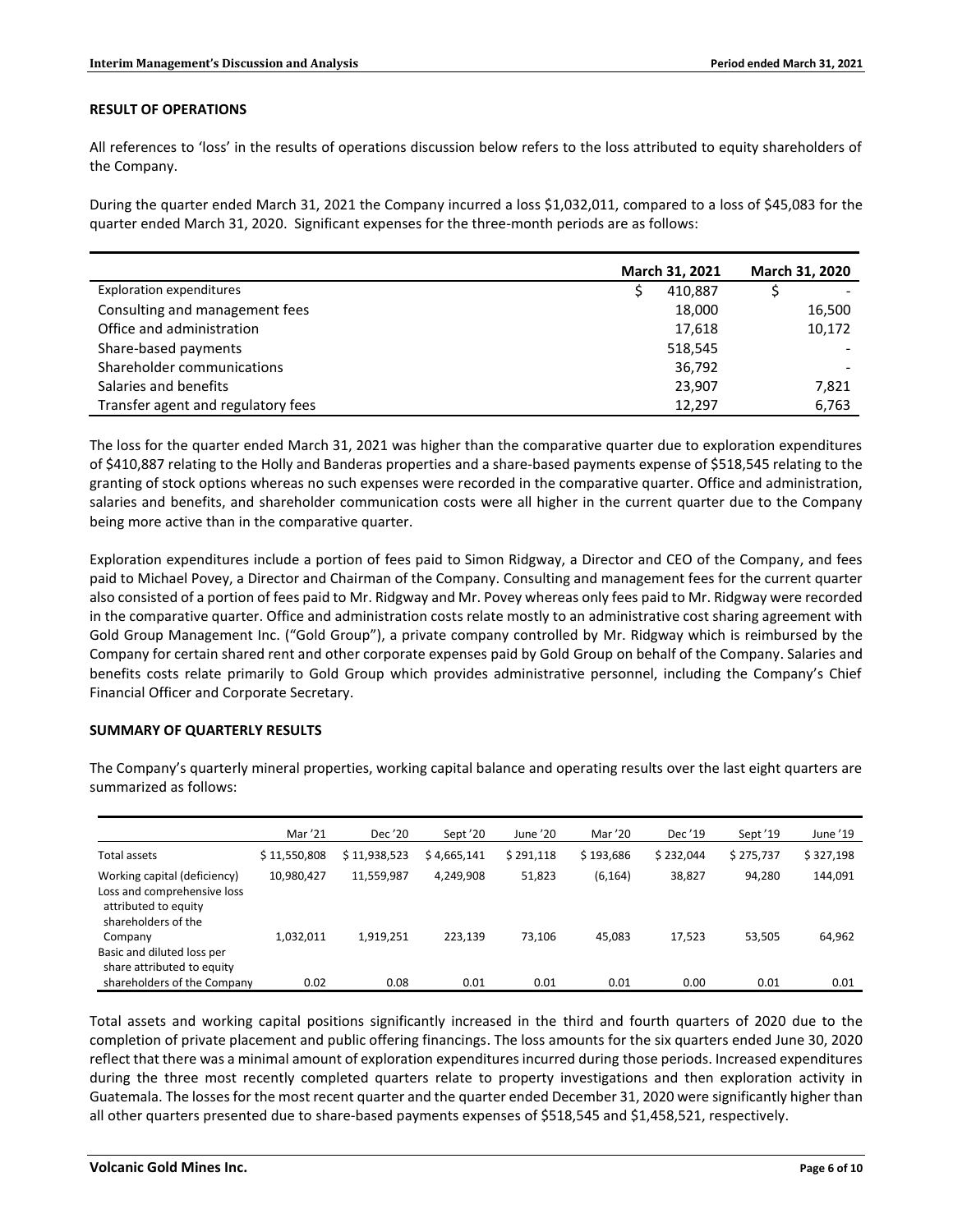## RESULT OF OPERATIONS

All references to 'loss' in the results of operations discussion below refers to the loss attributed to equity shareholders of the Company.

During the quarter ended March 31, 2021 the Company incurred a loss $1,032,011, compared to a loss of $45,083 for the quarter ended March 31, 2020. Significant expenses for the three-month periods are as follows:

| | March 31, 2021 | March 31, 2020 |
|---|---|---|
| Exploration expenditures | $ 410,887 | $ - |
| Consulting and management fees | 18,000 | 16,500 |
| Office and administration | 17,618 | 10,172 |
| Share-based payments | 518,545 | - |
| Shareholder communications | 36,792 | - |
| Salaries and benefits | 23,907 | 7,821 |
| Transfer agent and regulatory fees | 12,297 | 6,763 |

The loss for the quarter ended March 31, 2021 was higher than the comparative quarter due to exploration expenditures of $410,887 relating to the Holly and Banderas properties and a share-based payments expense of $518,545 relating to the granting of stock options whereas no such expenses were recorded in the comparative quarter. Office and administration, salaries and benefits, and shareholder communication costs were all higher in the current quarter due to the Company being more active than in the comparative quarter.

Exploration expenditures include a portion of fees paid to Simon Ridgway, a Director and CEO of the Company, and fees paid to Michael Povey, a Director and Chairman of the Company. Consulting and management fees for the current quarter also consisted of a portion of fees paid to Mr. Ridgway and Mr. Povey whereas only fees paid to Mr. Ridgway were recorded in the comparative quarter. Office and administration costs relate mostly to an administrative cost sharing agreement with Gold Group Management Inc. ("Gold Group"), a private company controlled by Mr. Ridgway which is reimbursed by the Company for certain shared rent and other corporate expenses paid by Gold Group on behalf of the Company. Salaries and benefits costs relate primarily to Gold Group which provides administrative personnel, including the Company's Chief Financial Officer and Corporate Secretary.

## SUMMARY OF QUARTERLY RESULTS

The Company's quarterly mineral properties, working capital balance and operating results over the last eight quarters are summarized as follows:

| | Mar '21 | Dec '20 | Sept '20 | June '20 | Mar '20 | Dec '19 | Sept '19 | June '19 |
|---|---|---|---|---|---|---|---|---|
| Total assets | $ 11,550,808 | $ 11,938,523 | $ 4,665,141 | $ 291,118 | $ 193,686 | $ 232,044 | $ 275,737 | $ 327,198 |
| Working capital (deficiency) | 10,980,427 | 11,559,987 | 4,249,908 | 51,823 | (6,164) | 38,827 | 94,280 | 144,091 |
| Loss and comprehensive loss attributed to equity shareholders of the Company | 1,032,011 | 1,919,251 | 223,139 | 73,106 | 45,083 | 17,523 | 53,505 | 64,962 |
| Basic and diluted loss per share attributed to equity shareholders of the Company | 0.02 | 0.08 | 0.01 | 0.01 | 0.01 | 0.00 | 0.01 | 0.01 |

Total assets and working capital positions significantly increased in the third and fourth quarters of 2020 due to the completion of private placement and public offering financings. The loss amounts for the six quarters ended June 30, 2020 reflect that there was a minimal amount of exploration expenditures incurred during those periods. Increased expenditures during the three most recently completed quarters relate to property investigations and then exploration activity in Guatemala. The losses for the most recent quarter and the quarter ended December 31, 2020 were significantly higher than all other quarters presented due to share-based payments expenses of $518,545 and $1,458,521, respectively.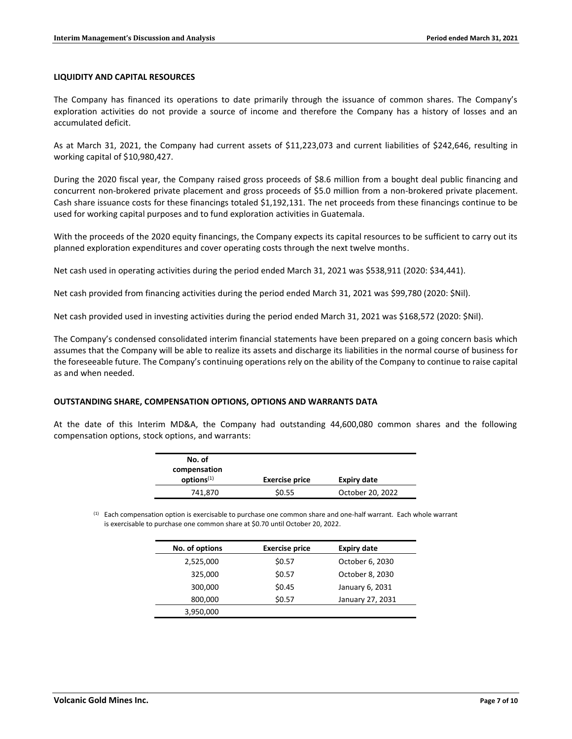## LIQUIDITY AND CAPITAL RESOURCES

The Company has financed its operations to date primarily through the issuance of common shares. The Company's exploration activities do not provide a source of income and therefore the Company has a history of losses and an accumulated deficit.

As at March 31, 2021, the Company had current assets of $11,223,073 and current liabilities of $242,646, resulting in working capital of $10,980,427.

During the 2020 fiscal year, the Company raised gross proceeds of $8.6 million from a bought deal public financing and concurrent non-brokered private placement and gross proceeds of $5.0 million from a non-brokered private placement. Cash share issuance costs for these financings totaled $1,192,131. The net proceeds from these financings continue to be used for working capital purposes and to fund exploration activities in Guatemala.

With the proceeds of the 2020 equity financings, the Company expects its capital resources to be sufficient to carry out its planned exploration expenditures and cover operating costs through the next twelve months.

Net cash used in operating activities during the period ended March 31, 2021 was $538,911 (2020: $34,441).

Net cash provided from financing activities during the period ended March 31, 2021 was $99,780 (2020: $Nil).

Net cash provided used in investing activities during the period ended March 31, 2021 was $168,572 (2020: $Nil).

The Company's condensed consolidated interim financial statements have been prepared on a going concern basis which assumes that the Company will be able to realize its assets and discharge its liabilities in the normal course of business for the foreseeable future. The Company's continuing operations rely on the ability of the Company to continue to raise capital as and when needed.

## OUTSTANDING SHARE, COMPENSATION OPTIONS, OPTIONS AND WARRANTS DATA

At the date of this Interim MD&A, the Company had outstanding 44,600,080 common shares and the following compensation options, stock options, and warrants:

| No. of compensation options[1] | Exercise price | Expiry date |
|---|---|---|
| 741,870 | $0.55 | October 20, 2022 |

[1] Each compensation option is exercisable to purchase one common share and one-half warrant. Each whole warrant is exercisable to purchase one common share at $0.70 until October 20, 2022.

| No. of options | Exercise price | Expiry date |
|---|---|---|
| 2,525,000 | $0.57 | October 6, 2030 |
| 325,000 | $0.57 | October 8, 2030 |
| 300,000 | $0.45 | January 6, 2031 |
| 800,000 | $0.57 | January 27, 2031 |
| 3,950,000 | | |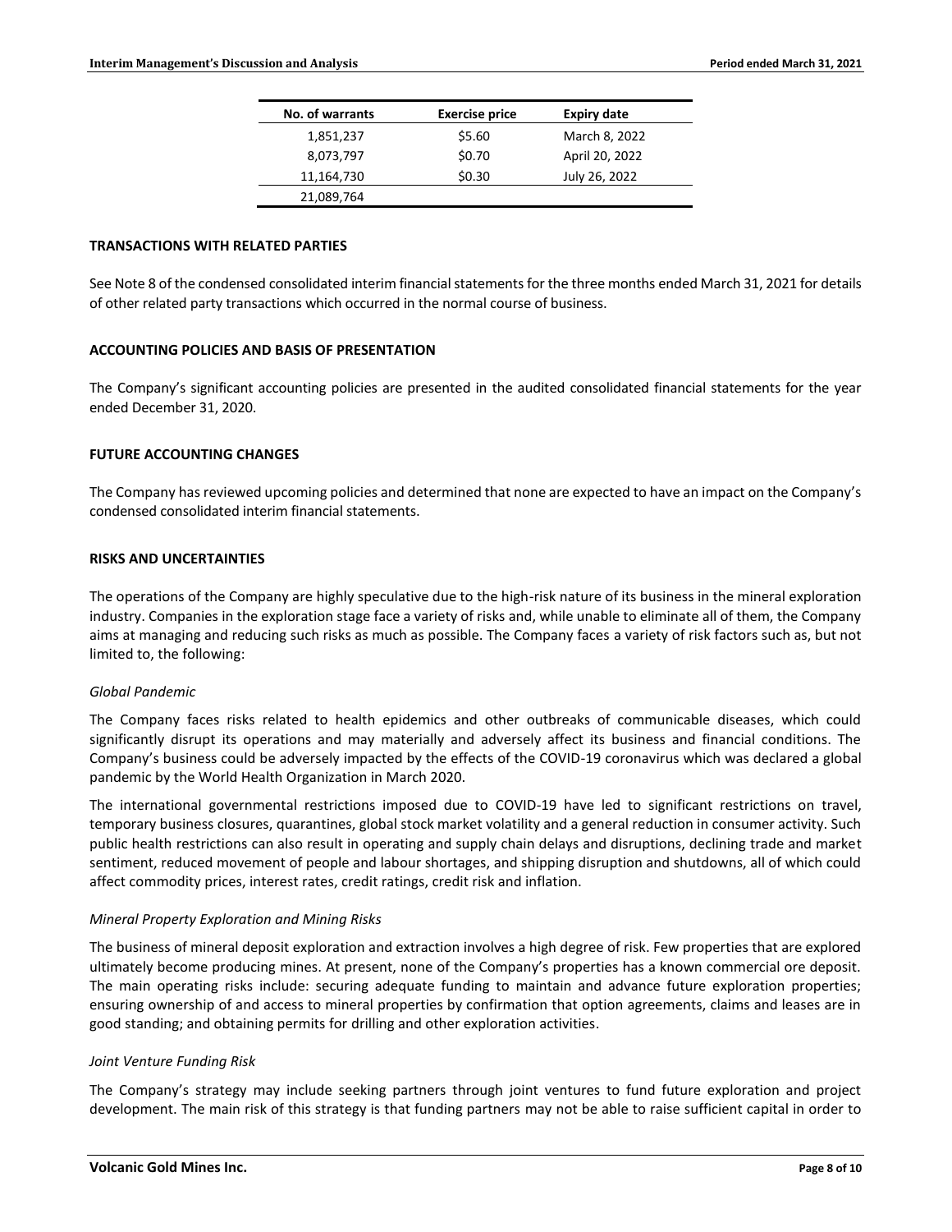| No. of warrants | Exercise price | Expiry date |
| --- | --- | --- |
| 1,851,237 | $5.60 | March 8, 2022 |
| 8,073,797 | $0.70 | April 20, 2022 |
| 11,164,730 | $0.30 | July 26, 2022 |
| 21,089,764 | | |

## TRANSACTIONS WITH RELATED PARTIES

See Note 8 of the condensed consolidated interim financial statements for the three months ended March 31, 2021 for details of other related party transactions which occurred in the normal course of business.

## ACCOUNTING POLICIES AND BASIS OF PRESENTATION

The Company's significant accounting policies are presented in the audited consolidated financial statements for the year ended December 31, 2020.

## FUTURE ACCOUNTING CHANGES

The Company has reviewed upcoming policies and determined that none are expected to have an impact on the Company's condensed consolidated interim financial statements.

## RISKS AND UNCERTAINTIES

The operations of the Company are highly speculative due to the high-risk nature of its business in the mineral exploration industry. Companies in the exploration stage face a variety of risks and, while unable to eliminate all of them, the Company aims at managing and reducing such risks as much as possible. The Company faces a variety of risk factors such as, but not limited to, the following:

*Global Pandemic*

The Company faces risks related to health epidemics and other outbreaks of communicable diseases, which could significantly disrupt its operations and may materially and adversely affect its business and financial conditions. The Company's business could be adversely impacted by the effects of the COVID-19 coronavirus which was declared a global pandemic by the World Health Organization in March 2020.

The international governmental restrictions imposed due to COVID-19 have led to significant restrictions on travel, temporary business closures, quarantines, global stock market volatility and a general reduction in consumer activity. Such public health restrictions can also result in operating and supply chain delays and disruptions, declining trade and market sentiment, reduced movement of people and labour shortages, and shipping disruption and shutdowns, all of which could affect commodity prices, interest rates, credit ratings, credit risk and inflation.

*Mineral Property Exploration and Mining Risks*

The business of mineral deposit exploration and extraction involves a high degree of risk. Few properties that are explored ultimately become producing mines. At present, none of the Company's properties has a known commercial ore deposit. The main operating risks include: securing adequate funding to maintain and advance future exploration properties; ensuring ownership of and access to mineral properties by confirmation that option agreements, claims and leases are in good standing; and obtaining permits for drilling and other exploration activities.

*Joint Venture Funding Risk*

The Company's strategy may include seeking partners through joint ventures to fund future exploration and project development. The main risk of this strategy is that funding partners may not be able to raise sufficient capital in order to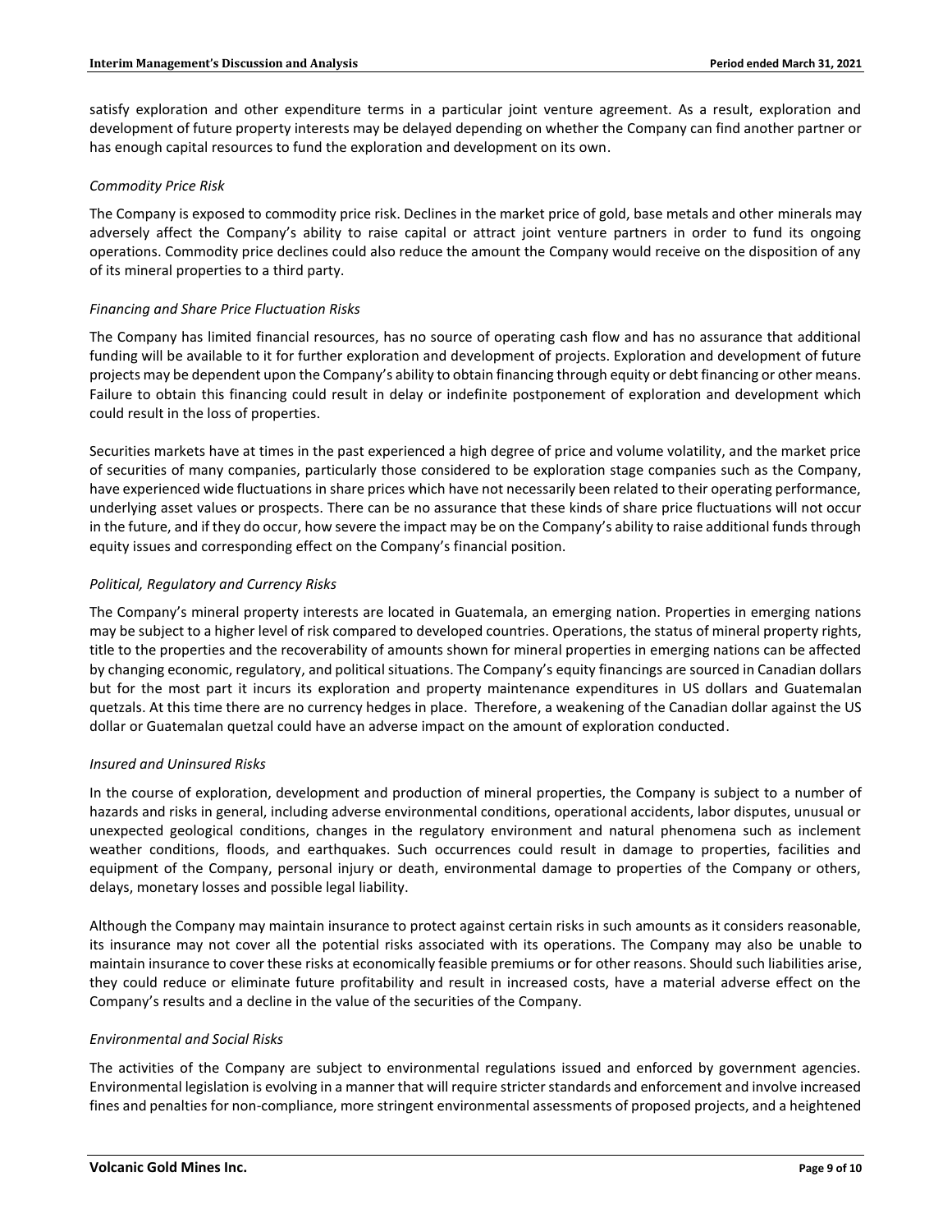satisfy exploration and other expenditure terms in a particular joint venture agreement. As a result, exploration and development of future property interests may be delayed depending on whether the Company can find another partner or has enough capital resources to fund the exploration and development on its own.

*Commodity Price Risk*

The Company is exposed to commodity price risk. Declines in the market price of gold, base metals and other minerals may adversely affect the Company's ability to raise capital or attract joint venture partners in order to fund its ongoing operations. Commodity price declines could also reduce the amount the Company would receive on the disposition of any of its mineral properties to a third party.

*Financing and Share Price Fluctuation Risks*

The Company has limited financial resources, has no source of operating cash flow and has no assurance that additional funding will be available to it for further exploration and development of projects. Exploration and development of future projects may be dependent upon the Company's ability to obtain financing through equity or debt financing or other means. Failure to obtain this financing could result in delay or indefinite postponement of exploration and development which could result in the loss of properties.

Securities markets have at times in the past experienced a high degree of price and volume volatility, and the market price of securities of many companies, particularly those considered to be exploration stage companies such as the Company, have experienced wide fluctuations in share prices which have not necessarily been related to their operating performance, underlying asset values or prospects. There can be no assurance that these kinds of share price fluctuations will not occur in the future, and if they do occur, how severe the impact may be on the Company's ability to raise additional funds through equity issues and corresponding effect on the Company's financial position.

*Political, Regulatory and Currency Risks*

The Company's mineral property interests are located in Guatemala, an emerging nation. Properties in emerging nations may be subject to a higher level of risk compared to developed countries. Operations, the status of mineral property rights, title to the properties and the recoverability of amounts shown for mineral properties in emerging nations can be affected by changing economic, regulatory, and political situations. The Company's equity financings are sourced in Canadian dollars but for the most part it incurs its exploration and property maintenance expenditures in US dollars and Guatemalan quetzals. At this time there are no currency hedges in place. Therefore, a weakening of the Canadian dollar against the US dollar or Guatemalan quetzal could have an adverse impact on the amount of exploration conducted.

*Insured and Uninsured Risks*

In the course of exploration, development and production of mineral properties, the Company is subject to a number of hazards and risks in general, including adverse environmental conditions, operational accidents, labor disputes, unusual or unexpected geological conditions, changes in the regulatory environment and natural phenomena such as inclement weather conditions, floods, and earthquakes. Such occurrences could result in damage to properties, facilities and equipment of the Company, personal injury or death, environmental damage to properties of the Company or others, delays, monetary losses and possible legal liability.

Although the Company may maintain insurance to protect against certain risks in such amounts as it considers reasonable, its insurance may not cover all the potential risks associated with its operations. The Company may also be unable to maintain insurance to cover these risks at economically feasible premiums or for other reasons. Should such liabilities arise, they could reduce or eliminate future profitability and result in increased costs, have a material adverse effect on the Company's results and a decline in the value of the securities of the Company.

*Environmental and Social Risks*

The activities of the Company are subject to environmental regulations issued and enforced by government agencies. Environmental legislation is evolving in a manner that will require stricter standards and enforcement and involve increased fines and penalties for non-compliance, more stringent environmental assessments of proposed projects, and a heightened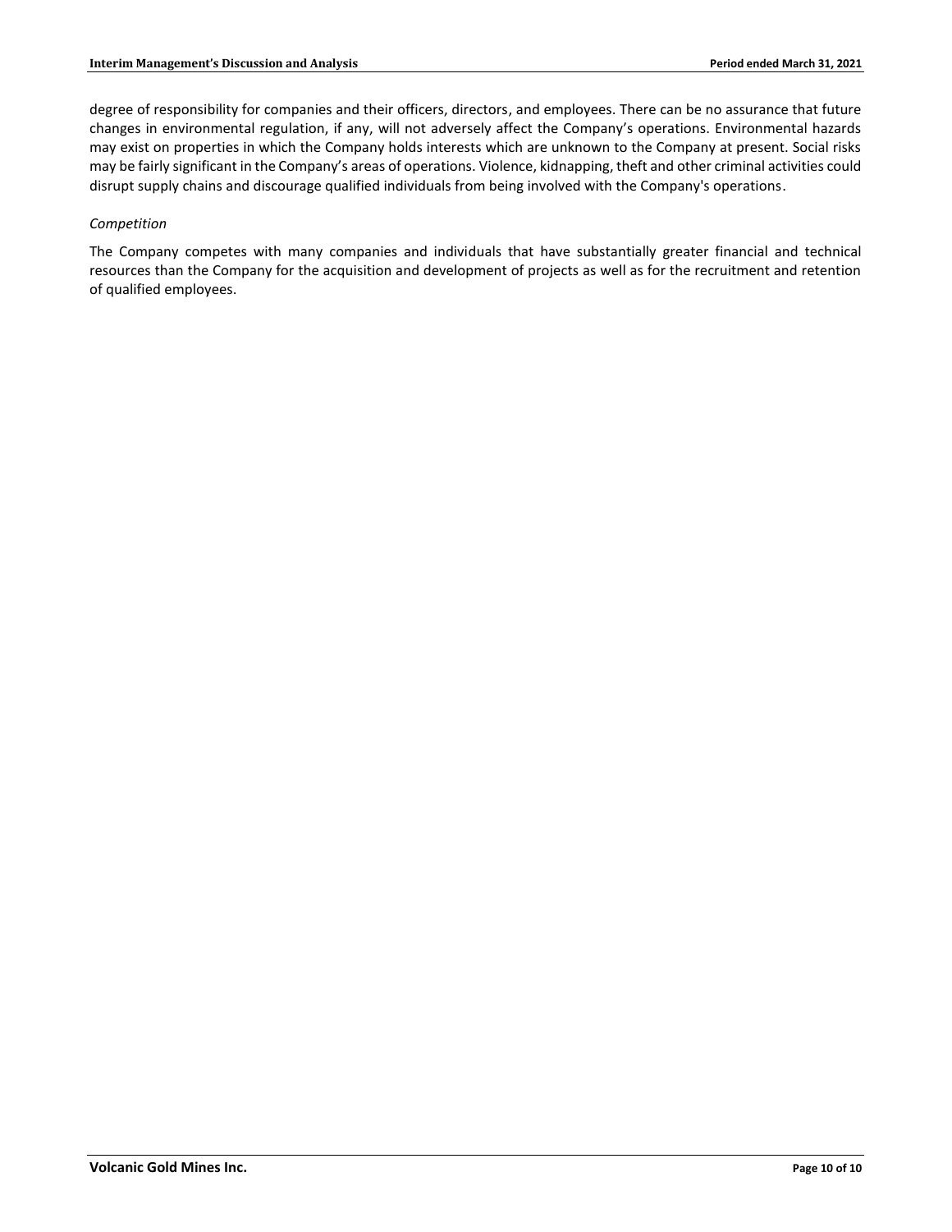degree of responsibility for companies and their officers, directors, and employees. There can be no assurance that future changes in environmental regulation, if any, will not adversely affect the Company's operations. Environmental hazards may exist on properties in which the Company holds interests which are unknown to the Company at present. Social risks may be fairly significant in the Company's areas of operations. Violence, kidnapping, theft and other criminal activities could disrupt supply chains and discourage qualified individuals from being involved with the Company's operations.

*Competition*

The Company competes with many companies and individuals that have substantially greater financial and technical resources than the Company for the acquisition and development of projects as well as for the recruitment and retention of qualified employees.